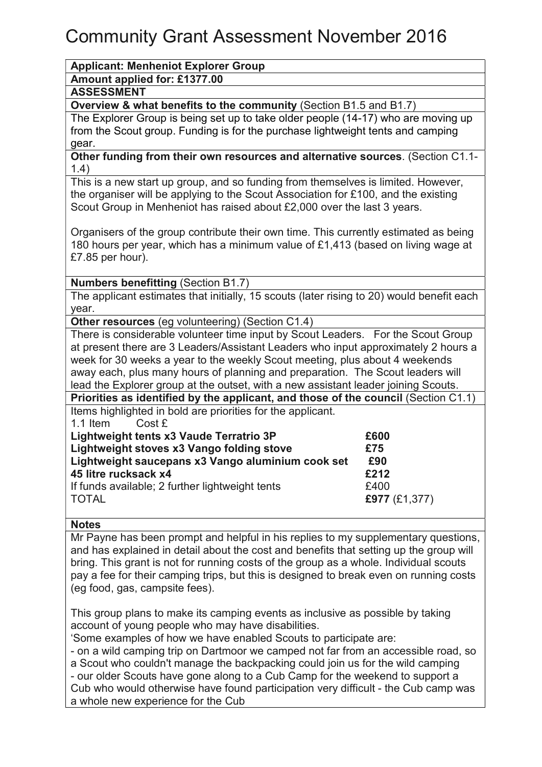# Community Grant Assessment November 2016

**Applicant: Menheniot Explorer Group**

**Amount applied for: £1377.00**

**ASSESSMENT**

**Overview & what benefits to the community** (Section B1.5 and B1.7)

The Explorer Group is being set up to take older people (14-17) who are moving up from the Scout group. Funding is for the purchase lightweight tents and camping gear.

**Other funding from their own resources and alternative sources**. (Section C1.1-1.4)

This is a new start up group, and so funding from themselves is limited. However, the organiser will be applying to the Scout Association for £100, and the existing Scout Group in Menheniot has raised about £2,000 over the last 3 years.

Organisers of the group contribute their own time. This currently estimated as being 180 hours per year, which has a minimum value of £1,413 (based on living wage at £7.85 per hour).

**Numbers benefitting** (Section B1.7)

The applicant estimates that initially, 15 scouts (later rising to 20) would benefit each year.

**Other resources** (eg volunteering) (Section C1.4)

There is considerable volunteer time input by Scout Leaders. For the Scout Group at present there are 3 Leaders/Assistant Leaders who input approximately 2 hours a week for 30 weeks a year to the weekly Scout meeting, plus about 4 weekends away each, plus many hours of planning and preparation. The Scout leaders will lead the Explorer group at the outset, with a new assistant leader joining Scouts.

**Priorities as identified by the applicant, and those of the council** (Section C1.1)

Items highlighted in bold are priorities for the applicant.

| 1.1 Item | Cost £ |
|---|---|
| **Lightweight tents x3 Vaude Terratrio 3P** | **£600** |
| **Lightweight stoves x3 Vango folding stove** | **£75** |
| **Lightweight saucepans x3 Vango aluminium cook set** | **£90** |
| **45 litre rucksack x4** | **£212** |
| If funds available; 2 further lightweight tents | £400 |
| TOTAL | **£977** (£1,377) |

**Notes**

Mr Payne has been prompt and helpful in his replies to my supplementary questions, and has explained in detail about the cost and benefits that setting up the group will bring. This grant is not for running costs of the group as a whole. Individual scouts pay a fee for their camping trips, but this is designed to break even on running costs (eg food, gas, campsite fees).

This group plans to make its camping events as inclusive as possible by taking account of young people who may have disabilities.

'Some examples of how we have enabled Scouts to participate are:

- on a wild camping trip on Dartmoor we camped not far from an accessible road, so a Scout who couldn't manage the backpacking could join us for the wild camping
- our older Scouts have gone along to a Cub Camp for the weekend to support a Cub who would otherwise have found participation very difficult - the Cub camp was a whole new experience for the Cub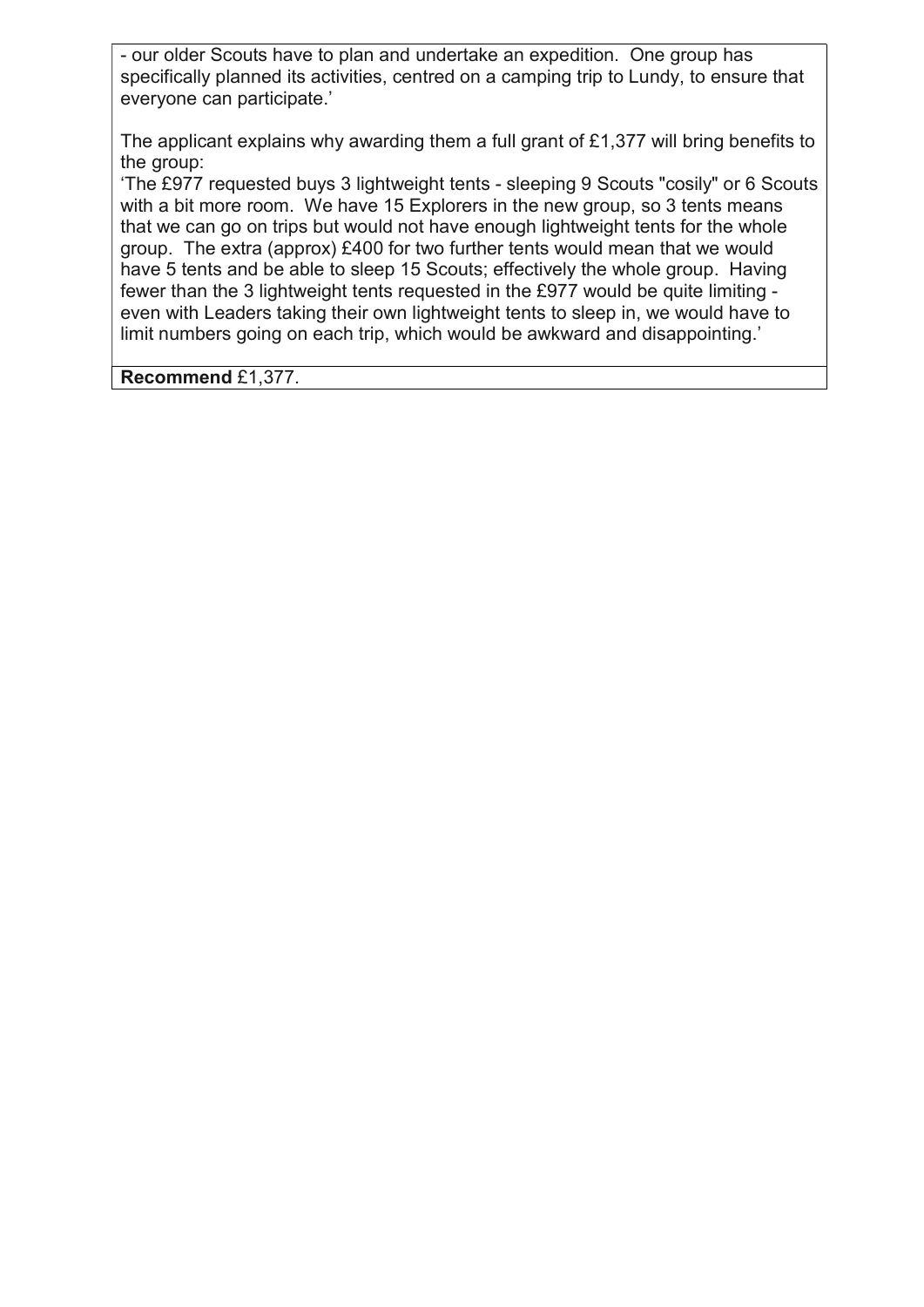- our older Scouts have to plan and undertake an expedition. One group has specifically planned its activities, centred on a camping trip to Lundy, to ensure that everyone can participate.'

The applicant explains why awarding them a full grant of £1,377 will bring benefits to the group:

'The £977 requested buys 3 lightweight tents - sleeping 9 Scouts "cosily" or 6 Scouts with a bit more room. We have 15 Explorers in the new group, so 3 tents means that we can go on trips but would not have enough lightweight tents for the whole group. The extra (approx) £400 for two further tents would mean that we would have 5 tents and be able to sleep 15 Scouts; effectively the whole group. Having fewer than the 3 lightweight tents requested in the £977 would be quite limiting - even with Leaders taking their own lightweight tents to sleep in, we would have to limit numbers going on each trip, which would be awkward and disappointing.'

**Recommend** £1,377.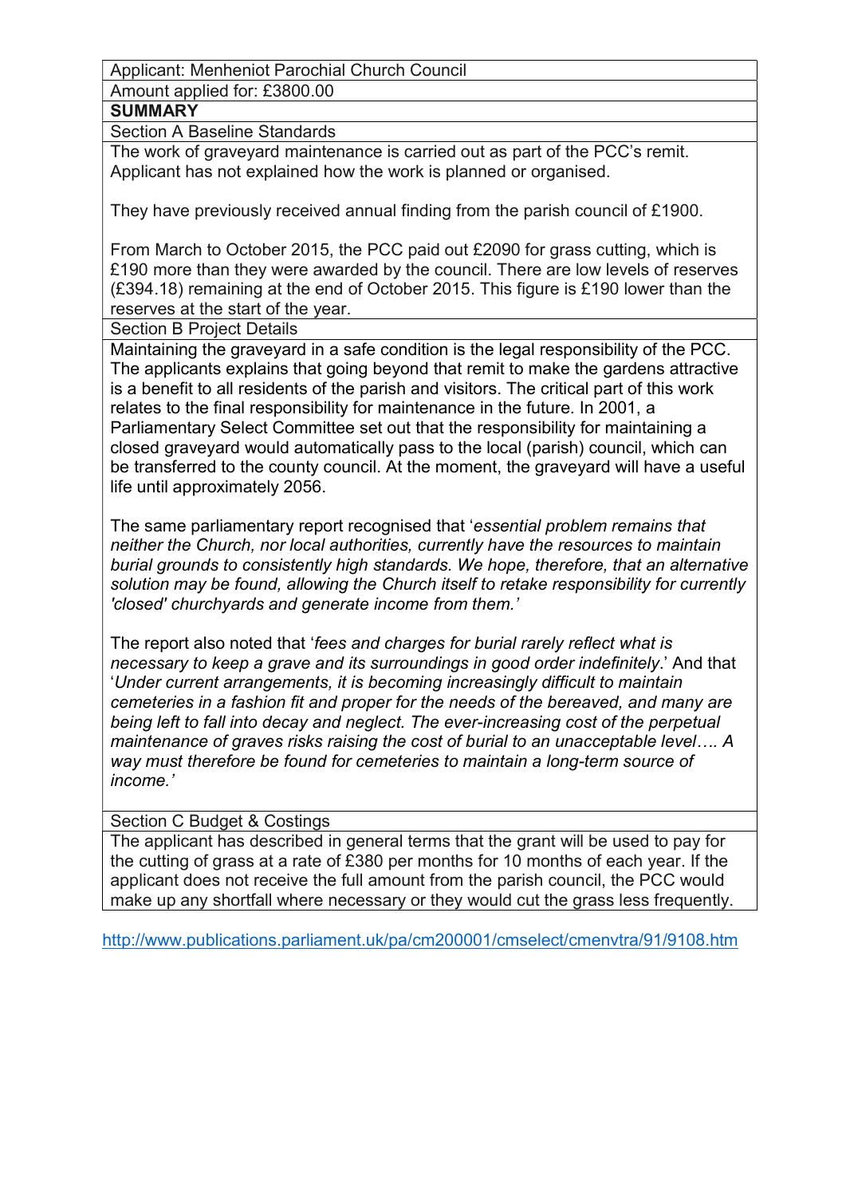Applicant: Menheniot Parochial Church Council

Amount applied for: £3800.00

**SUMMARY**

Section A Baseline Standards

The work of graveyard maintenance is carried out as part of the PCC's remit. Applicant has not explained how the work is planned or organised.

They have previously received annual finding from the parish council of £1900.

From March to October 2015, the PCC paid out £2090 for grass cutting, which is £190 more than they were awarded by the council. There are low levels of reserves (£394.18) remaining at the end of October 2015. This figure is £190 lower than the reserves at the start of the year.

Section B Project Details

Maintaining the graveyard in a safe condition is the legal responsibility of the PCC. The applicants explains that going beyond that remit to make the gardens attractive is a benefit to all residents of the parish and visitors. The critical part of this work relates to the final responsibility for maintenance in the future. In 2001, a Parliamentary Select Committee set out that the responsibility for maintaining a closed graveyard would automatically pass to the local (parish) council, which can be transferred to the county council. At the moment, the graveyard will have a useful life until approximately 2056.

The same parliamentary report recognised that '*essential problem remains that neither the Church, nor local authorities, currently have the resources to maintain burial grounds to consistently high standards. We hope, therefore, that an alternative solution may be found, allowing the Church itself to retake responsibility for currently 'closed' churchyards and generate income from them.*'

The report also noted that '*fees and charges for burial rarely reflect what is necessary to keep a grave and its surroundings in good order indefinitely*.' And that '*Under current arrangements, it is becoming increasingly difficult to maintain cemeteries in a fashion fit and proper for the needs of the bereaved, and many are being left to fall into decay and neglect. The ever-increasing cost of the perpetual maintenance of graves risks raising the cost of burial to an unacceptable level…. A way must therefore be found for cemeteries to maintain a long-term source of income.*'

Section C Budget & Costings

The applicant has described in general terms that the grant will be used to pay for the cutting of grass at a rate of £380 per months for 10 months of each year. If the applicant does not receive the full amount from the parish council, the PCC would make up any shortfall where necessary or they would cut the grass less frequently.

http://www.publications.parliament.uk/pa/cm200001/cmselect/cmenvtra/91/9108.htm